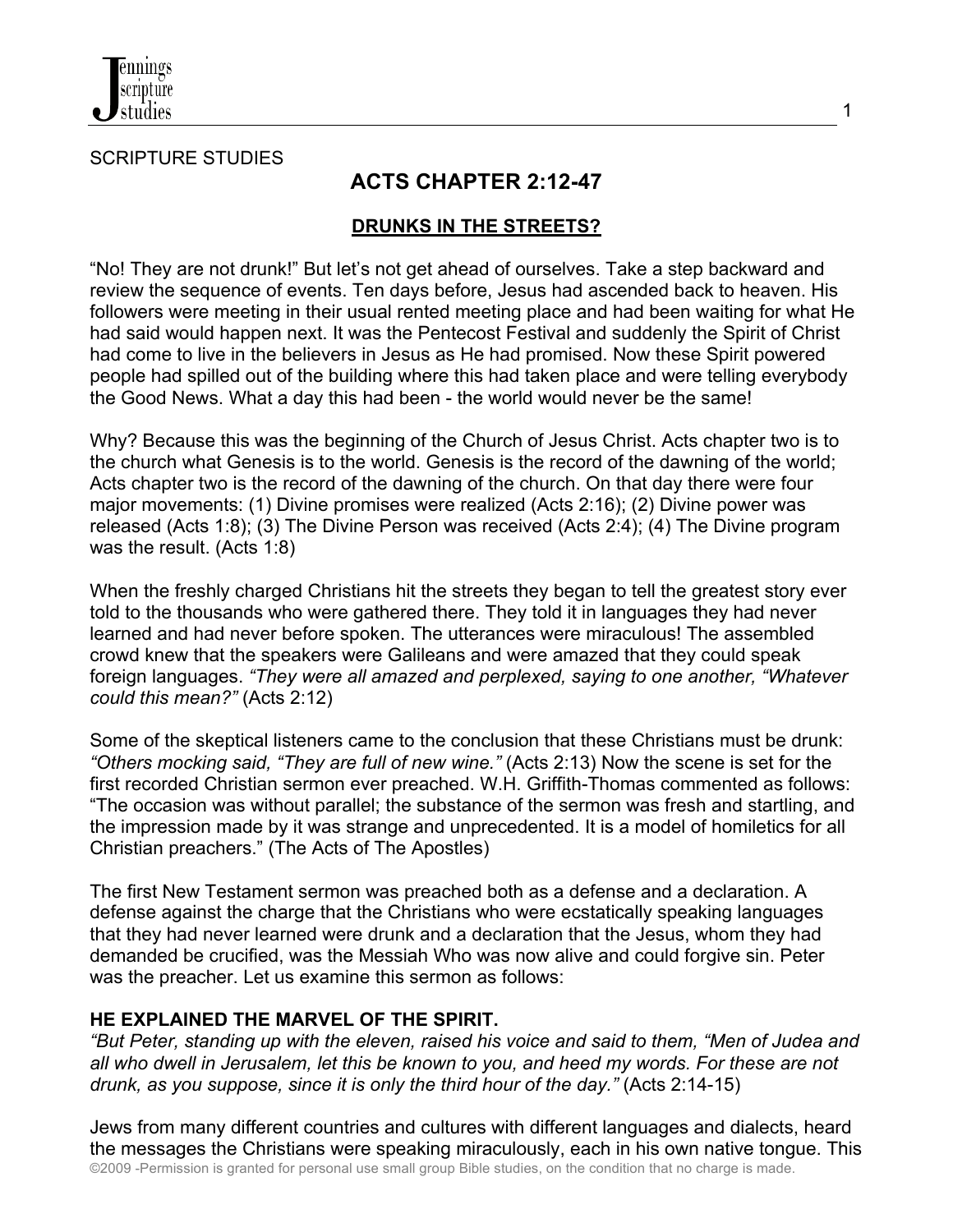SCRIPTURE STUDIES

# ACTS CHAPTER 2:12-47

## DRUNKS IN THE STREETS?

"No! They are not drunk!" But let's not get ahead of ourselves. Take a step backward and review the sequence of events. Ten days before, Jesus had ascended back to heaven. His followers were meeting in their usual rented meeting place and had been waiting for what He had said would happen next. It was the Pentecost Festival and suddenly the Spirit of Christ had come to live in the believers in Jesus as He had promised. Now these Spirit powered people had spilled out of the building where this had taken place and were telling everybody the Good News. What a day this had been - the world would never be the same!

Why? Because this was the beginning of the Church of Jesus Christ. Acts chapter two is to the church what Genesis is to the world. Genesis is the record of the dawning of the world; Acts chapter two is the record of the dawning of the church. On that day there were four major movements: (1) Divine promises were realized (Acts 2:16); (2) Divine power was released (Acts 1:8); (3) The Divine Person was received (Acts 2:4); (4) The Divine program was the result. (Acts 1:8)

When the freshly charged Christians hit the streets they began to tell the greatest story ever told to the thousands who were gathered there. They told it in languages they had never learned and had never before spoken. The utterances were miraculous! The assembled crowd knew that the speakers were Galileans and were amazed that they could speak foreign languages. *"They were all amazed and perplexed, saying to one another, "Whatever could this mean?"* (Acts 2:12)

Some of the skeptical listeners came to the conclusion that these Christians must be drunk: *"Others mocking said, "They are full of new wine."* (Acts 2:13) Now the scene is set for the first recorded Christian sermon ever preached. W.H. Griffith-Thomas commented as follows: "The occasion was without parallel; the substance of the sermon was fresh and startling, and the impression made by it was strange and unprecedented. It is a model of homiletics for all Christian preachers." (The Acts of The Apostles)

The first New Testament sermon was preached both as a defense and a declaration. A defense against the charge that the Christians who were ecstatically speaking languages that they had never learned were drunk and a declaration that the Jesus, whom they had demanded be crucified, was the Messiah Who was now alive and could forgive sin. Peter was the preacher. Let us examine this sermon as follows:

### HE EXPLAINED THE MARVEL OF THE SPIRIT.

*"But Peter, standing up with the eleven, raised his voice and said to them, "Men of Judea and all who dwell in Jerusalem, let this be known to you, and heed my words. For these are not drunk, as you suppose, since it is only the third hour of the day."* (Acts 2:14-15)

Jews from many different countries and cultures with different languages and dialects, heard the messages the Christians were speaking miraculously, each in his own native tongue. This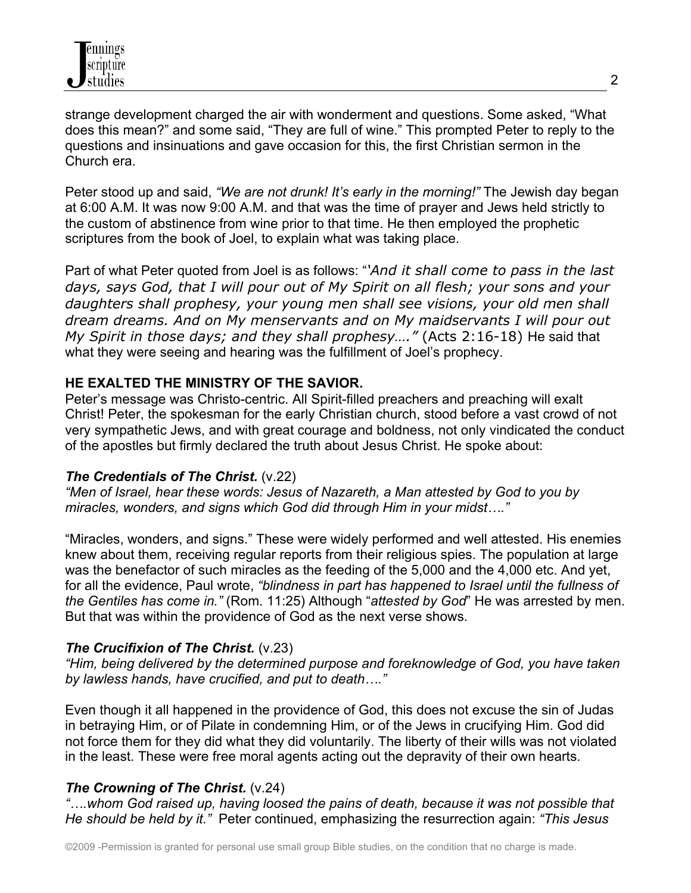strange development charged the air with wonderment and questions. Some asked, "What does this mean?" and some said, "They are full of wine." This prompted Peter to reply to the questions and insinuations and gave occasion for this, the first Christian sermon in the Church era.

Peter stood up and said, *"We are not drunk! It's early in the morning!"* The Jewish day began at 6:00 A.M. It was now 9:00 A.M. and that was the time of prayer and Jews held strictly to the custom of abstinence from wine prior to that time. He then employed the prophetic scriptures from the book of Joel, to explain what was taking place.

Part of what Peter quoted from Joel is as follows: "*'And it shall come to pass in the last days, says God, that I will pour out of My Spirit on all flesh; your sons and your daughters shall prophesy, your young men shall see visions, your old men shall dream dreams. And on My menservants and on My maidservants I will pour out My Spirit in those days; and they shall prophesy…."* (Acts 2:16-18) He said that what they were seeing and hearing was the fulfillment of Joel's prophecy.

**HE EXALTED THE MINISTRY OF THE SAVIOR.**

Peter's message was Christo-centric. All Spirit-filled preachers and preaching will exalt Christ! Peter, the spokesman for the early Christian church, stood before a vast crowd of not very sympathetic Jews, and with great courage and boldness, not only vindicated the conduct of the apostles but firmly declared the truth about Jesus Christ. He spoke about:

***The Credentials of The Christ.*** (v.22)

*"Men of Israel, hear these words: Jesus of Nazareth, a Man attested by God to you by miracles, wonders, and signs which God did through Him in your midst…."*

"Miracles, wonders, and signs." These were widely performed and well attested. His enemies knew about them, receiving regular reports from their religious spies. The population at large was the benefactor of such miracles as the feeding of the 5,000 and the 4,000 etc. And yet, for all the evidence, Paul wrote, *"blindness in part has happened to Israel until the fullness of the Gentiles has come in."* (Rom. 11:25) Although "*attested by God*" He was arrested by men. But that was within the providence of God as the next verse shows.

***The Crucifixion of The Christ.*** (v.23)

*"Him, being delivered by the determined purpose and foreknowledge of God, you have taken by lawless hands, have crucified, and put to death…."*

Even though it all happened in the providence of God, this does not excuse the sin of Judas in betraying Him, or of Pilate in condemning Him, or of the Jews in crucifying Him. God did not force them for they did what they did voluntarily. The liberty of their wills was not violated in the least. These were free moral agents acting out the depravity of their own hearts.

***The Crowning of The Christ.*** (v.24)

*"….whom God raised up, having loosed the pains of death, because it was not possible that He should be held by it."* Peter continued, emphasizing the resurrection again: *"This Jesus*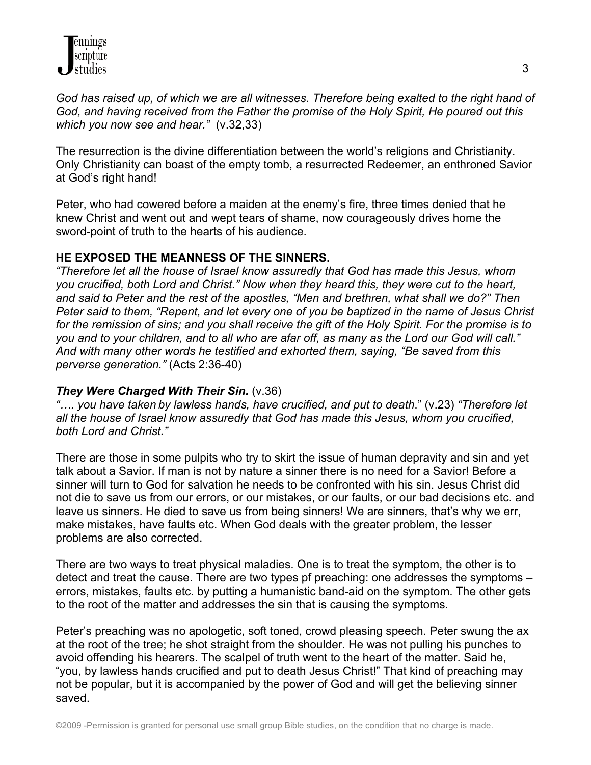*God has raised up, of which we are all witnesses. Therefore being exalted to the right hand of God, and having received from the Father the promise of the Holy Spirit, He poured out this which you now see and hear."* (v.32,33)

The resurrection is the divine differentiation between the world's religions and Christianity. Only Christianity can boast of the empty tomb, a resurrected Redeemer, an enthroned Savior at God's right hand!

Peter, who had cowered before a maiden at the enemy's fire, three times denied that he knew Christ and went out and wept tears of shame, now courageously drives home the sword-point of truth to the hearts of his audience.

**HE EXPOSED THE MEANNESS OF THE SINNERS.**

*"Therefore let all the house of Israel know assuredly that God has made this Jesus, whom you crucified, both Lord and Christ." Now when they heard this, they were cut to the heart, and said to Peter and the rest of the apostles, "Men and brethren, what shall we do?" Then Peter said to them, "Repent, and let every one of you be baptized in the name of Jesus Christ for the remission of sins; and you shall receive the gift of the Holy Spirit. For the promise is to you and to your children, and to all who are afar off, as many as the Lord our God will call." And with many other words he testified and exhorted them, saying, "Be saved from this perverse generation."* (Acts 2:36-40)

***They Were Charged With Their Sin.*** (v.36)

*"…. you have taken by lawless hands, have crucified, and put to death*." (v.23) *"Therefore let all the house of Israel know assuredly that God has made this Jesus, whom you crucified, both Lord and Christ."*

There are those in some pulpits who try to skirt the issue of human depravity and sin and yet talk about a Savior. If man is not by nature a sinner there is no need for a Savior! Before a sinner will turn to God for salvation he needs to be confronted with his sin. Jesus Christ did not die to save us from our errors, or our mistakes, or our faults, or our bad decisions etc. and leave us sinners. He died to save us from being sinners! We are sinners, that's why we err, make mistakes, have faults etc. When God deals with the greater problem, the lesser problems are also corrected.

There are two ways to treat physical maladies. One is to treat the symptom, the other is to detect and treat the cause. There are two types pf preaching: one addresses the symptoms – errors, mistakes, faults etc. by putting a humanistic band-aid on the symptom. The other gets to the root of the matter and addresses the sin that is causing the symptoms.

Peter's preaching was no apologetic, soft toned, crowd pleasing speech. Peter swung the ax at the root of the tree; he shot straight from the shoulder. He was not pulling his punches to avoid offending his hearers. The scalpel of truth went to the heart of the matter. Said he, "you, by lawless hands crucified and put to death Jesus Christ!" That kind of preaching may not be popular, but it is accompanied by the power of God and will get the believing sinner saved.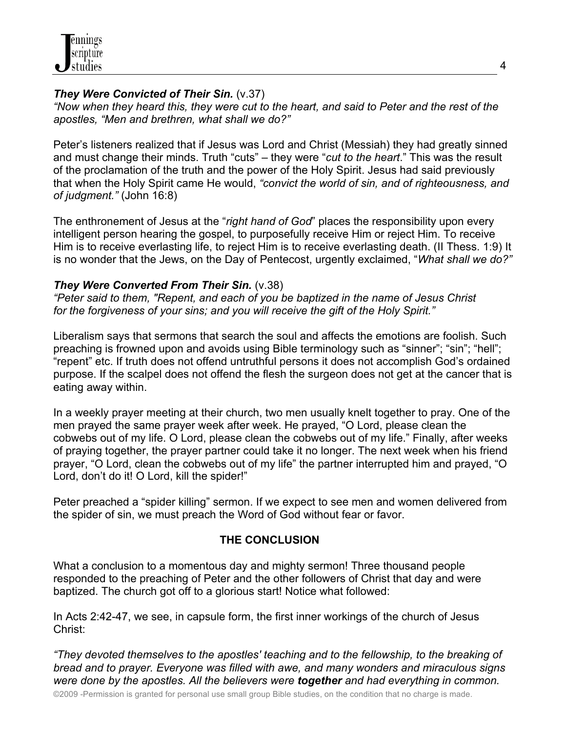***They Were Convicted of Their Sin.*** (v.37)
*"Now when they heard this, they were cut to the heart, and said to Peter and the rest of the apostles, "Men and brethren, what shall we do?"*

Peter's listeners realized that if Jesus was Lord and Christ (Messiah) they had greatly sinned and must change their minds. Truth "cuts" – they were "*cut to the heart*." This was the result of the proclamation of the truth and the power of the Holy Spirit. Jesus had said previously that when the Holy Spirit came He would, *"convict the world of sin, and of righteousness, and of judgment."* (John 16:8)

The enthronement of Jesus at the "*right hand of God*" places the responsibility upon every intelligent person hearing the gospel, to purposefully receive Him or reject Him. To receive Him is to receive everlasting life, to reject Him is to receive everlasting death. (II Thess. 1:9) It is no wonder that the Jews, on the Day of Pentecost, urgently exclaimed, "*What shall we do?"*

***They Were Converted From Their Sin.*** (v.38)
*"Peter said to them, "Repent, and each of you be baptized in the name of Jesus Christ for the forgiveness of your sins; and you will receive the gift of the Holy Spirit."*

Liberalism says that sermons that search the soul and affects the emotions are foolish. Such preaching is frowned upon and avoids using Bible terminology such as "sinner"; "sin"; "hell"; "repent" etc. If truth does not offend untruthful persons it does not accomplish God's ordained purpose. If the scalpel does not offend the flesh the surgeon does not get at the cancer that is eating away within.

In a weekly prayer meeting at their church, two men usually knelt together to pray. One of the men prayed the same prayer week after week. He prayed, "O Lord, please clean the cobwebs out of my life. O Lord, please clean the cobwebs out of my life." Finally, after weeks of praying together, the prayer partner could take it no longer. The next week when his friend prayer, "O Lord, clean the cobwebs out of my life" the partner interrupted him and prayed, "O Lord, don't do it! O Lord, kill the spider!"

Peter preached a "spider killing" sermon. If we expect to see men and women delivered from the spider of sin, we must preach the Word of God without fear or favor.

**THE CONCLUSION**

What a conclusion to a momentous day and mighty sermon! Three thousand people responded to the preaching of Peter and the other followers of Christ that day and were baptized. The church got off to a glorious start! Notice what followed:

In Acts 2:42-47, we see, in capsule form, the first inner workings of the church of Jesus Christ:

*"They devoted themselves to the apostles' teaching and to the fellowship, to the breaking of bread and to prayer. Everyone was filled with awe, and many wonders and miraculous signs were done by the apostles. All the believers were **together** and had everything in common.*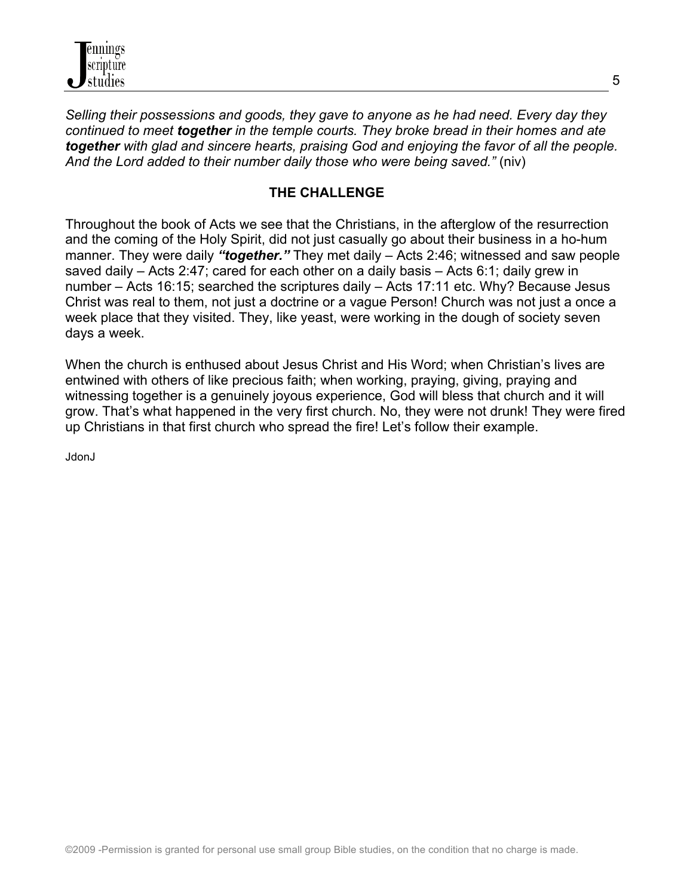*Selling their possessions and goods, they gave to anyone as he had need. Every day they continued to meet **together** in the temple courts. They broke bread in their homes and ate **together** with glad and sincere hearts, praising God and enjoying the favor of all the people. And the Lord added to their number daily those who were being saved."* (niv)

## THE CHALLENGE

Throughout the book of Acts we see that the Christians, in the afterglow of the resurrection and the coming of the Holy Spirit, did not just casually go about their business in a ho-hum manner. They were daily ***"together."*** They met daily – Acts 2:46; witnessed and saw people saved daily – Acts 2:47; cared for each other on a daily basis – Acts 6:1; daily grew in number – Acts 16:15; searched the scriptures daily – Acts 17:11 etc. Why? Because Jesus Christ was real to them, not just a doctrine or a vague Person! Church was not just a once a week place that they visited. They, like yeast, were working in the dough of society seven days a week.

When the church is enthused about Jesus Christ and His Word; when Christian's lives are entwined with others of like precious faith; when working, praying, giving, praying and witnessing together is a genuinely joyous experience, God will bless that church and it will grow. That's what happened in the very first church. No, they were not drunk! They were fired up Christians in that first church who spread the fire! Let's follow their example.

JdonJ

©2009 -Permission is granted for personal use small group Bible studies, on the condition that no charge is made.